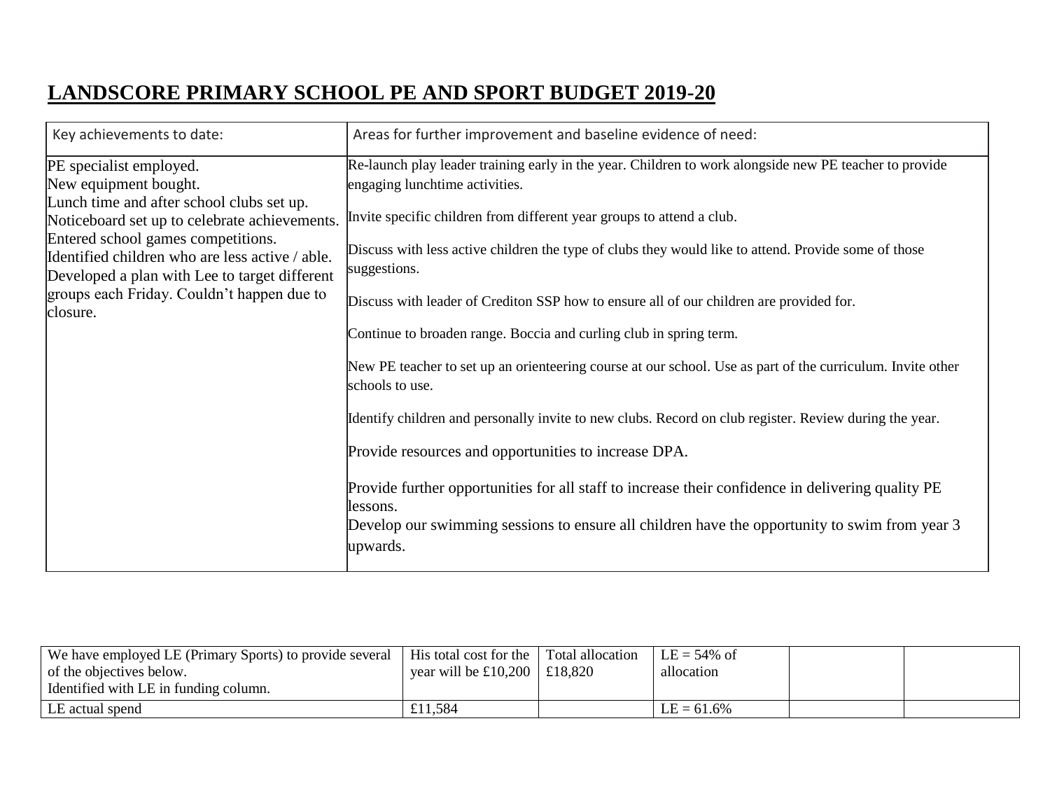# LANDSCORE PRIMARY SCHOOL PE AND SPORT BUDGET 2019-20

| Key achievements to date: | Areas for further improvement and baseline evidence of need: |
|---|---|
| PE specialist employed.<br>New equipment bought.<br>Lunch time and after school clubs set up.<br>Noticeboard set up to celebrate achievements.<br>Entered school games competitions.<br>Identified children who are less active / able.<br>Developed a plan with Lee to target different groups each Friday. Couldn't happen due to closure. | Re-launch play leader training early in the year. Children to work alongside new PE teacher to provide engaging lunchtime activities.<br><br>Invite specific children from different year groups to attend a club.<br><br>Discuss with less active children the type of clubs they would like to attend. Provide some of those suggestions.<br><br>Discuss with leader of Crediton SSP how to ensure all of our children are provided for.<br><br>Continue to broaden range. Boccia and curling club in spring term.<br><br>New PE teacher to set up an orienteering course at our school. Use as part of the curriculum. Invite other schools to use.<br><br>Identify children and personally invite to new clubs. Record on club register. Review during the year.<br><br>Provide resources and opportunities to increase DPA.<br><br>Provide further opportunities for all staff to increase their confidence in delivering quality PE lessons.<br>Develop our swimming sessions to ensure all children have the opportunity to swim from year 3 upwards. |

| We have employed LE (Primary Sports) to provide several of the objectives below.<br>Identified with LE in funding column. | His total cost for the year will be £10,200 | Total allocation £18,820 | LE = 54% of allocation | | |
|---|---|---|---|---|---|
| LE actual spend | £11,584 | | LE = 61.6% | | |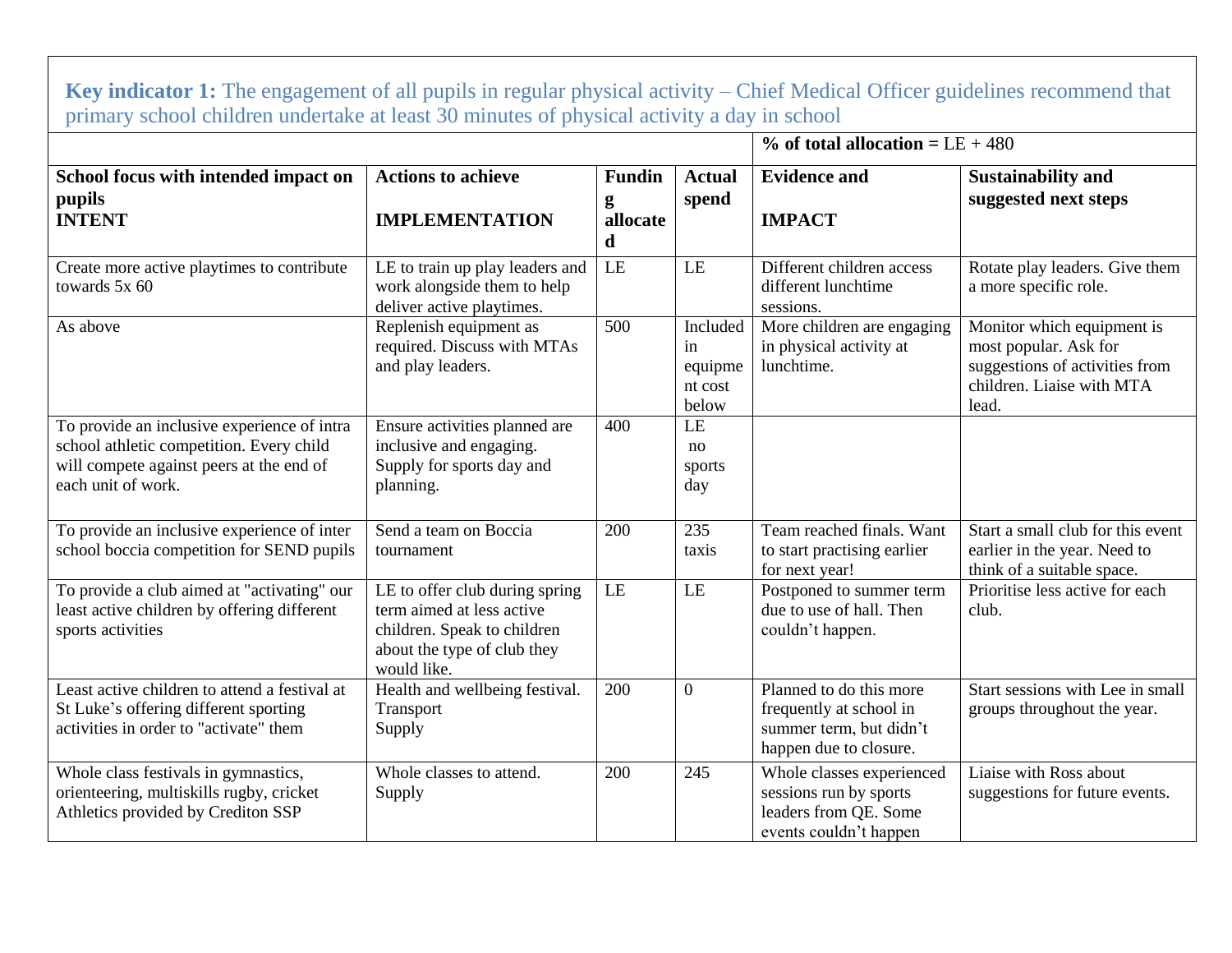**Key indicator 1:** The engagement of all pupils in regular physical activity – Chief Medical Officer guidelines recommend that primary school children undertake at least 30 minutes of physical activity a day in school

| | | | | **% of total allocation =** LE + 480 | |
|---|---|---|---|---|---|
| **School focus with intended impact on pupils INTENT** | **Actions to achieve IMPLEMENTATION** | **Funding allocated** | **Actual spend** | **Evidence and IMPACT** | **Sustainability and suggested next steps** |
| Create more active playtimes to contribute towards 5x 60 | LE to train up play leaders and work alongside them to help deliver active playtimes. | LE | LE | Different children access different lunchtime sessions. | Rotate play leaders. Give them a more specific role. |
| As above | Replenish equipment as required. Discuss with MTAs and play leaders. | 500 | Included in equipment cost below | More children are engaging in physical activity at lunchtime. | Monitor which equipment is most popular. Ask for suggestions of activities from children. Liaise with MTA lead. |
| To provide an inclusive experience of intra school athletic competition. Every child will compete against peers at the end of each unit of work. | Ensure activities planned are inclusive and engaging. Supply for sports day and planning. | 400 | LE no sports day | | |
| To provide an inclusive experience of inter school boccia competition for SEND pupils | Send a team on Boccia tournament | 200 | 235 taxis | Team reached finals. Want to start practising earlier for next year! | Start a small club for this event earlier in the year. Need to think of a suitable space. |
| To provide a club aimed at "activating" our least active children by offering different sports activities | LE to offer club during spring term aimed at less active children. Speak to children about the type of club they would like. | LE | LE | Postponed to summer term due to use of hall. Then couldn't happen. | Prioritise less active for each club. |
| Least active children to attend a festival at St Luke's offering different sporting activities in order to "activate" them | Health and wellbeing festival. Transport Supply | 200 | 0 | Planned to do this more frequently at school in summer term, but didn't happen due to closure. | Start sessions with Lee in small groups throughout the year. |
| Whole class festivals in gymnastics, orienteering, multiskills rugby, cricket Athletics provided by Crediton SSP | Whole classes to attend. Supply | 200 | 245 | Whole classes experienced sessions run by sports leaders from QE. Some events couldn't happen | Liaise with Ross about suggestions for future events. |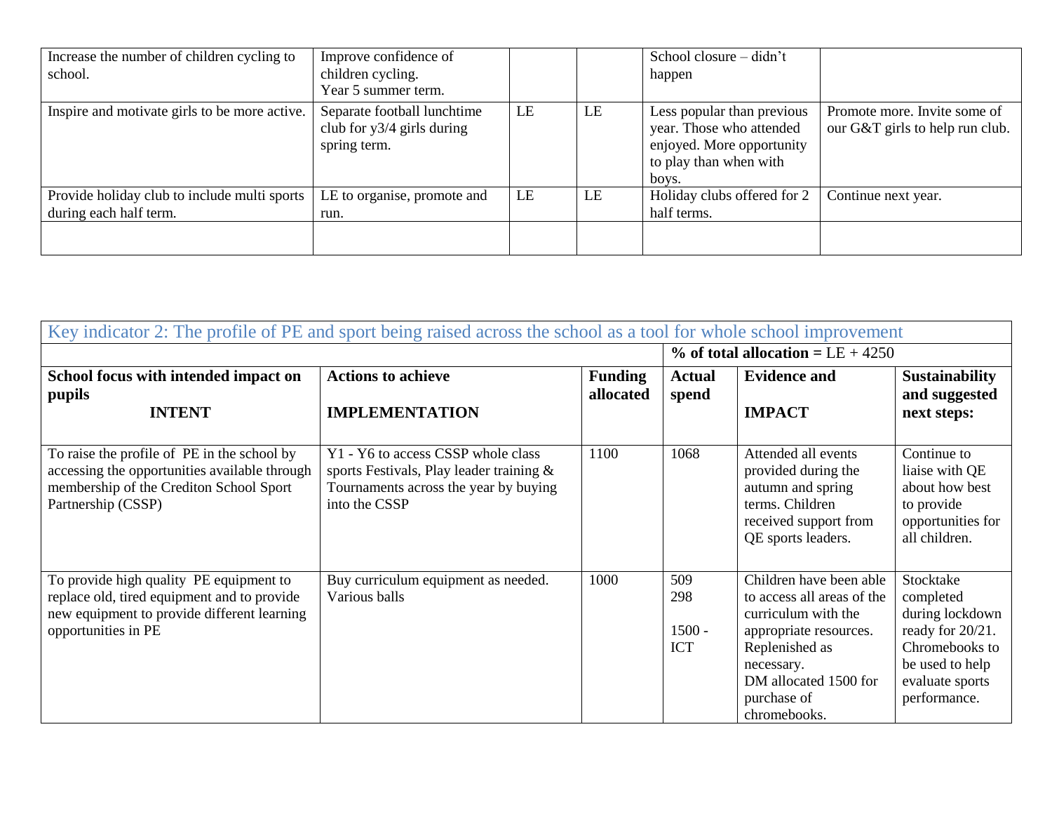| | | | | | |
|---|---|---|---|---|---|
| Increase the number of children cycling to school. | Improve confidence of children cycling. Year 5 summer term. | | | School closure – didn't happen | |
| Inspire and motivate girls to be more active. | Separate football lunchtime club for y3/4 girls during spring term. | LE | LE | Less popular than previous year. Those who attended enjoyed. More opportunity to play than when with boys. | Promote more. Invite some of our G&T girls to help run club. |
| Provide holiday club to include multi sports during each half term. | LE to organise, promote and run. | LE | LE | Holiday clubs offered for 2 half terms. | Continue next year. |
| | | | | | |

| Key indicator 2: The profile of PE and sport being raised across the school as a tool for whole school improvement | | | | | |
|---|---|---|---|---|---|
| | | | **% of total allocation =** LE + 4250 | | |
| **School focus with intended impact on pupils** **INTENT** | **Actions to achieve** **IMPLEMENTATION** | **Funding allocated** | **Actual spend** | **Evidence and** **IMPACT** | **Sustainability and suggested next steps:** |
| To raise the profile of PE in the school by accessing the opportunities available through membership of the Crediton School Sport Partnership (CSSP) | Y1 - Y6 to access CSSP whole class sports Festivals, Play leader training & Tournaments across the year by buying into the CSSP | 1100 | 1068 | Attended all events provided during the autumn and spring terms. Children received support from QE sports leaders. | Continue to liaise with QE about how best to provide opportunities for all children. |
| To provide high quality PE equipment to replace old, tired equipment and to provide new equipment to provide different learning opportunities in PE | Buy curriculum equipment as needed. Various balls | 1000 | 509<br>298<br>1500 - ICT | Children have been able to access all areas of the curriculum with the appropriate resources. Replenished as necessary. DM allocated 1500 for purchase of chromebooks. | Stocktake completed during lockdown ready for 20/21. Chromebooks to be used to help evaluate sports performance. |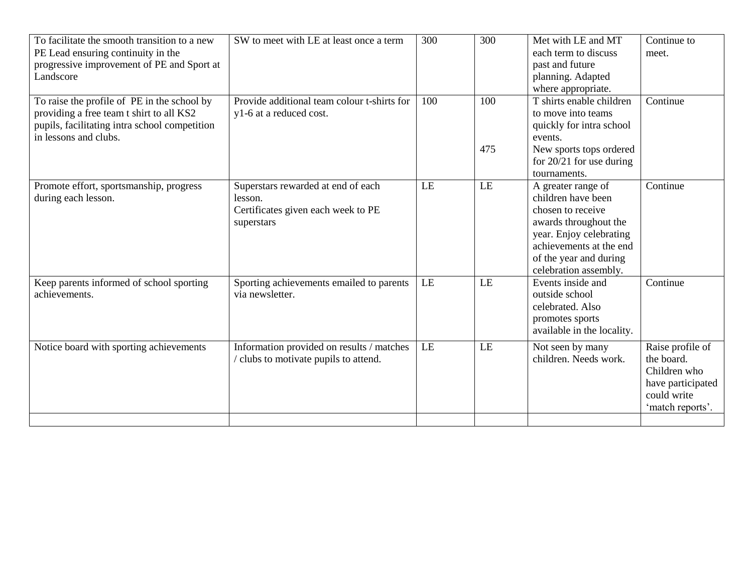| | | | | | |
|---|---|---|---|---|---|
| To facilitate the smooth transition to a new PE Lead ensuring continuity in the progressive improvement of PE and Sport at Landscore | SW to meet with LE at least once a term | 300 | 300 | Met with LE and MT each term to discuss past and future planning. Adapted where appropriate. | Continue to meet. |
| To raise the profile of PE in the school by providing a free team t shirt to all KS2 pupils, facilitating intra school competition in lessons and clubs. | Provide additional team colour t-shirts for y1-6 at a reduced cost. | 100 | 100<br><br>475 | T shirts enable children to move into teams quickly for intra school events.<br>New sports tops ordered for 20/21 for use during tournaments. | Continue |
| Promote effort, sportsmanship, progress during each lesson. | Superstars rewarded at end of each lesson.<br>Certificates given each week to PE superstars | LE | LE | A greater range of children have been chosen to receive awards throughout the year. Enjoy celebrating achievements at the end of the year and during celebration assembly. | Continue |
| Keep parents informed of school sporting achievements. | Sporting achievements emailed to parents via newsletter. | LE | LE | Events inside and outside school celebrated. Also promotes sports available in the locality. | Continue |
| Notice board with sporting achievements | Information provided on results / matches / clubs to motivate pupils to attend. | LE | LE | Not seen by many children. Needs work. | Raise profile of the board. Children who have participated could write 'match reports'. |
| | | | | | |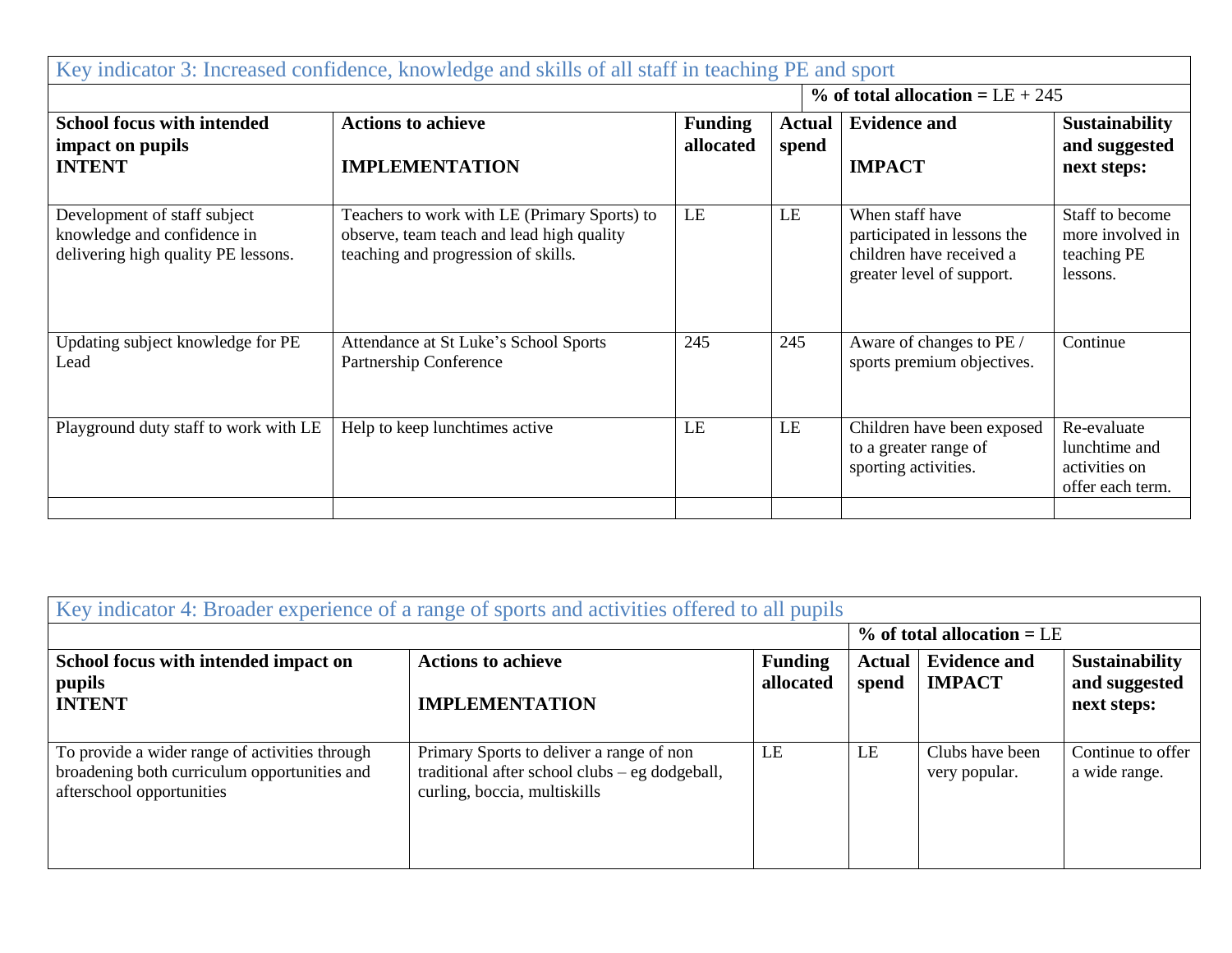| Key indicator 3: Increased confidence, knowledge and skills of all staff in teaching PE and sport | | | | | |
|---|---|---|---|---|---|
| | | | **% of total allocation =** LE + 245 | | |
| **School focus with intended impact on pupils INTENT** | **Actions to achieve IMPLEMENTATION** | **Funding allocated** | **Actual spend** | **Evidence and IMPACT** | **Sustainability and suggested next steps:** |
| Development of staff subject knowledge and confidence in delivering high quality PE lessons. | Teachers to work with LE (Primary Sports) to observe, team teach and lead high quality teaching and progression of skills. | LE | LE | When staff have participated in lessons the children have received a greater level of support. | Staff to become more involved in teaching PE lessons. |
| Updating subject knowledge for PE Lead | Attendance at St Luke's School Sports Partnership Conference | 245 | 245 | Aware of changes to PE / sports premium objectives. | Continue |
| Playground duty staff to work with LE | Help to keep lunchtimes active | LE | LE | Children have been exposed to a greater range of sporting activities. | Re-evaluate lunchtime and activities on offer each term. |
| | | | | | |

| Key indicator 4: Broader experience of a range of sports and activities offered to all pupils | | | | | |
|---|---|---|---|---|---|
| | | | **% of total allocation =** LE | | |
| **School focus with intended impact on pupils INTENT** | **Actions to achieve IMPLEMENTATION** | **Funding allocated** | **Actual spend** | **Evidence and IMPACT** | **Sustainability and suggested next steps:** |
| To provide a wider range of activities through broadening both curriculum opportunities and afterschool opportunities | Primary Sports to deliver a range of non traditional after school clubs – eg dodgeball, curling, boccia, multiskills | LE | LE | Clubs have been very popular. | Continue to offer a wide range. |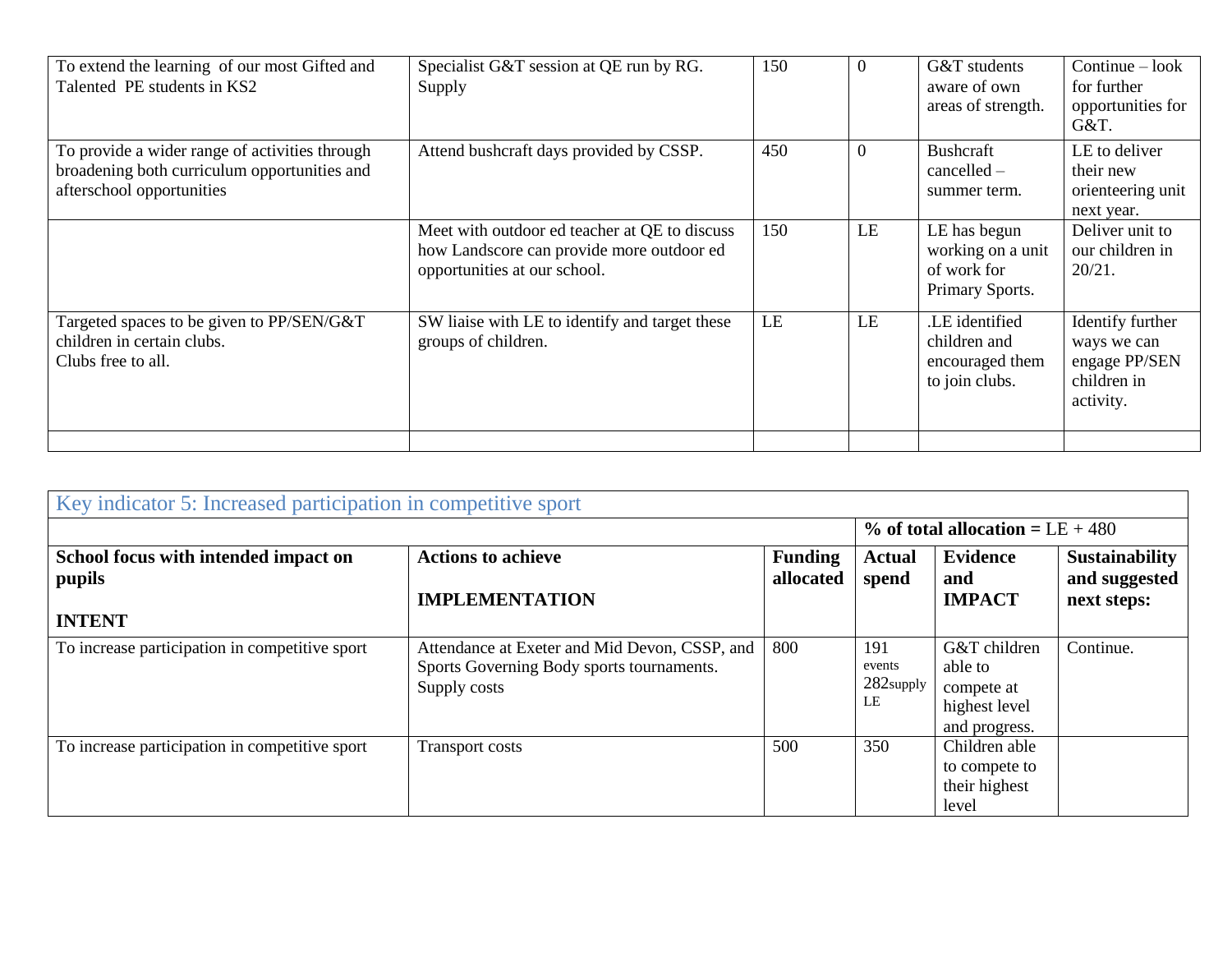| To extend the learning of our most Gifted and Talented PE students in KS2 | Specialist G&T session at QE run by RG. Supply | 150 | 0 | G&T students aware of own areas of strength. | Continue – look for further opportunities for G&T. |
|---|---|---|---|---|---|
| To provide a wider range of activities through broadening both curriculum opportunities and afterschool opportunities | Attend bushcraft days provided by CSSP. | 450 | 0 | Bushcraft cancelled – summer term. | LE to deliver their new orienteering unit next year. |
| | Meet with outdoor ed teacher at QE to discuss how Landscore can provide more outdoor ed opportunities at our school. | 150 | LE | LE has begun working on a unit of work for Primary Sports. | Deliver unit to our children in 20/21. |
| Targeted spaces to be given to PP/SEN/G&T children in certain clubs.<br>Clubs free to all. | SW liaise with LE to identify and target these groups of children. | LE | LE | .LE identified children and encouraged them to join clubs. | Identify further ways we can engage PP/SEN children in activity. |
| | | | | | |

| Key indicator 5: Increased participation in competitive sport | | | | | |
|---|---|---|---|---|---|
| | | | **% of total allocation =** LE + 480 | | |
| **School focus with intended impact on pupils**<br><br>**INTENT** | **Actions to achieve**<br><br>**IMPLEMENTATION** | **Funding allocated** | **Actual spend** | **Evidence and IMPACT** | **Sustainability and suggested next steps:** |
| To increase participation in competitive sport | Attendance at Exeter and Mid Devon, CSSP, and Sports Governing Body sports tournaments.<br>Supply costs | 800 | 191 events<br>282supply LE | G&T children able to compete at highest level and progress. | Continue. |
| To increase participation in competitive sport | Transport costs | 500 | 350 | Children able to compete to their highest level | |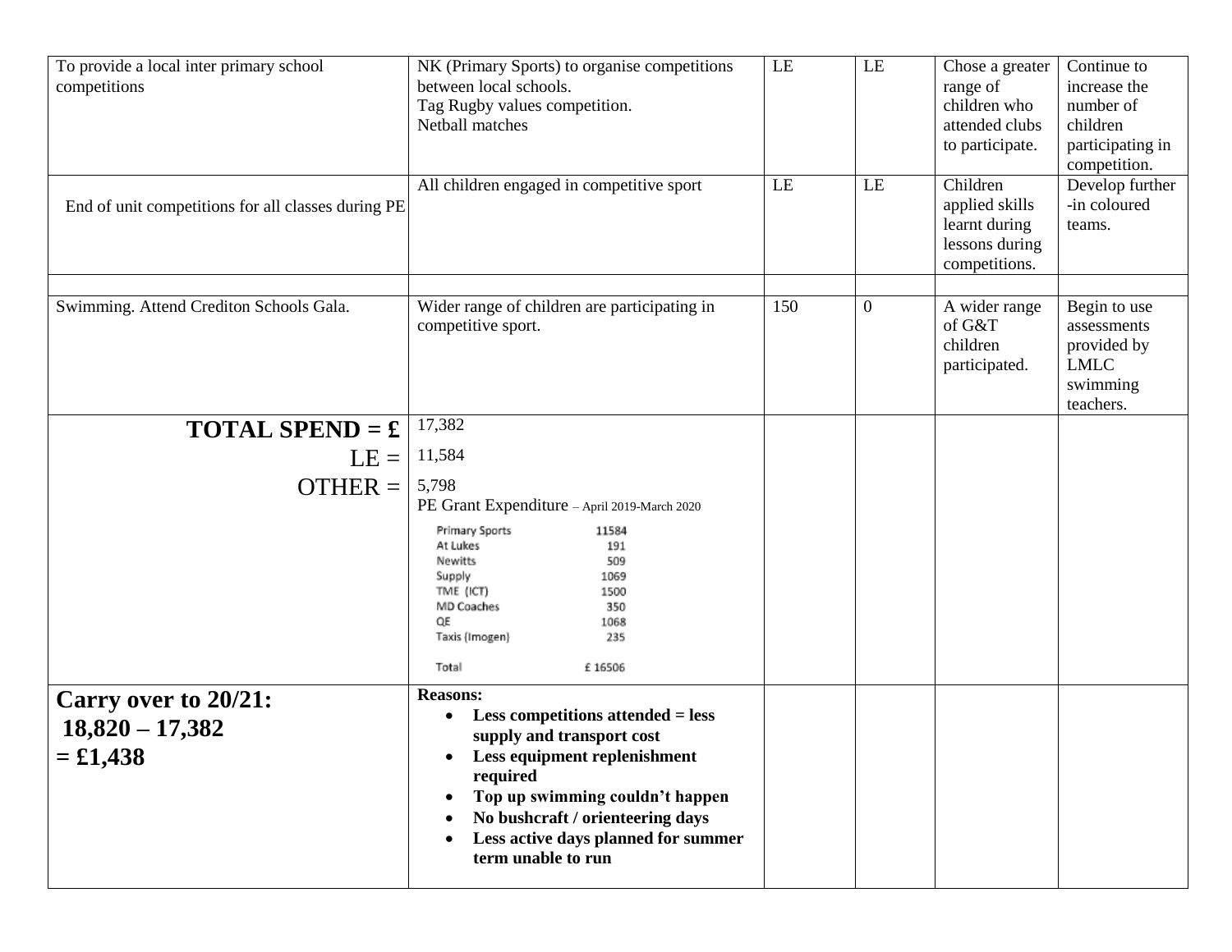| | | | | | |
|---|---|---|---|---|---|
| To provide a local inter primary school competitions | NK (Primary Sports) to organise competitions between local schools.<br>Tag Rugby values competition.<br>Netball matches | LE | LE | Chose a greater range of children who attended clubs to participate. | Continue to increase the number of children participating in competition. |
| End of unit competitions for all classes during PE | All children engaged in competitive sport | LE | LE | Children applied skills learnt during lessons during competitions. | Develop further -in coloured teams. |
| | | | | | |
| Swimming. Attend Crediton Schools Gala. | Wider range of children are participating in competitive sport. | 150 | 0 | A wider range of G&T children participated. | Begin to use assessments provided by LMLC swimming teachers. |
| **TOTAL SPEND = £**<br>LE =<br>OTHER = | 17,382<br>11,584<br>5,798<br>PE Grant Expenditure – April 2019-March 2020<br>Primary Sports 11584<br>At Lukes 191<br>Newitts 509<br>Supply 1069<br>TME (ICT) 1500<br>MD Coaches 350<br>QE 1068<br>Taxis (Imogen) 235<br>Total £ 16506 | | | | |
| **Carry over to 20/21:<br>18,820 – 17,382<br>= £1,438** | **Reasons:**<br>• **Less competitions attended = less supply and transport cost**<br>• **Less equipment replenishment required**<br>• **Top up swimming couldn't happen**<br>• **No bushcraft / orienteering days**<br>• **Less active days planned for summer term unable to run** | | | | |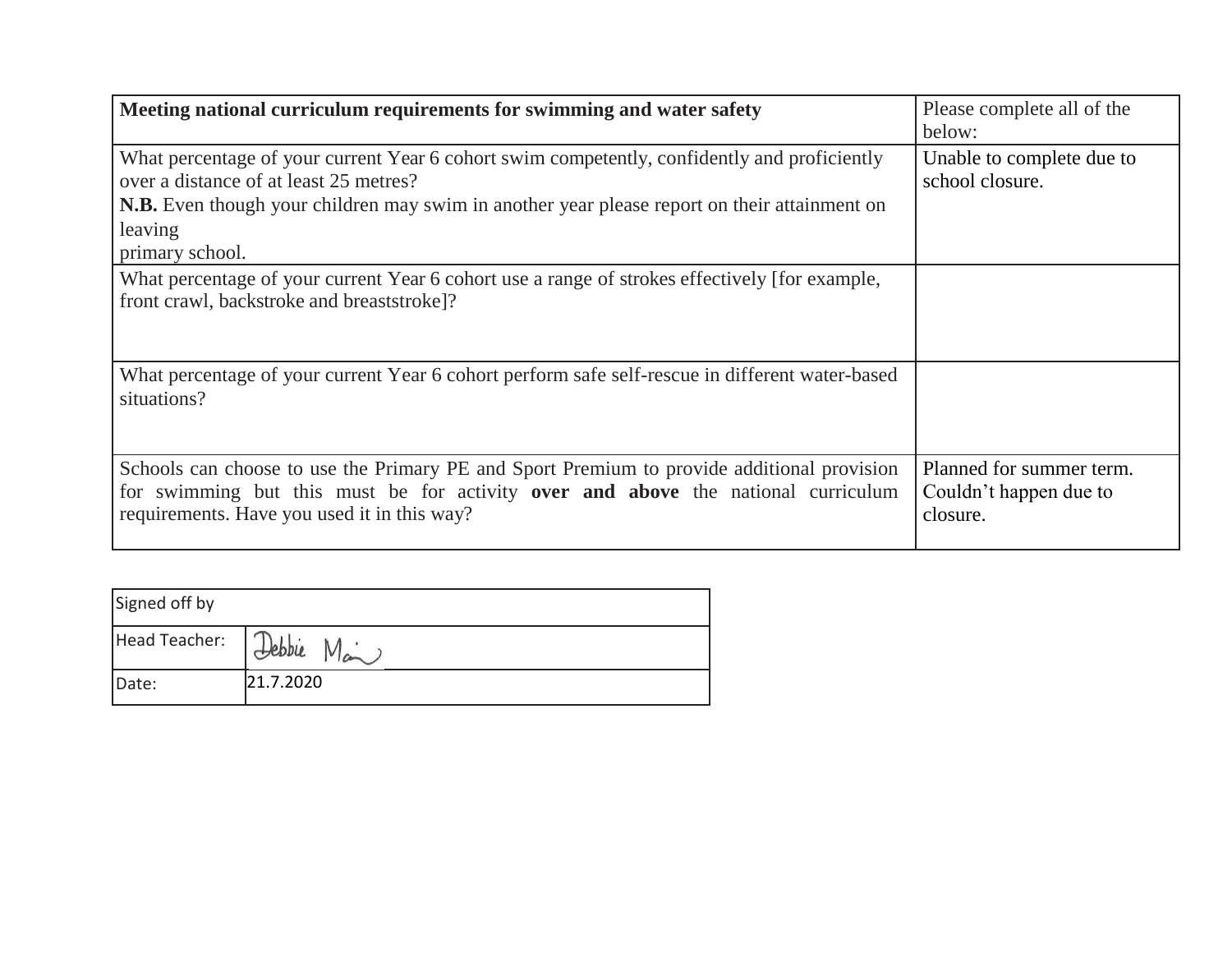| Meeting national curriculum requirements for swimming and water safety | Please complete all of the below: |
| --- | --- |
| What percentage of your current Year 6 cohort swim competently, confidently and proficiently over a distance of at least 25 metres?<br>**N.B.** Even though your children may swim in another year please report on their attainment on leaving primary school. | Unable to complete due to school closure. |
| What percentage of your current Year 6 cohort use a range of strokes effectively [for example, front crawl, backstroke and breaststroke]? | |
| What percentage of your current Year 6 cohort perform safe self-rescue in different water-based situations? | |
| Schools can choose to use the Primary PE and Sport Premium to provide additional provision for swimming but this must be for activity **over and above** the national curriculum requirements. Have you used it in this way? | Planned for summer term. Couldn't happen due to closure. |

| Signed off by | |
| --- | --- |
| Head Teacher: | Debbie Main |
| Date: | 21.7.2020 |